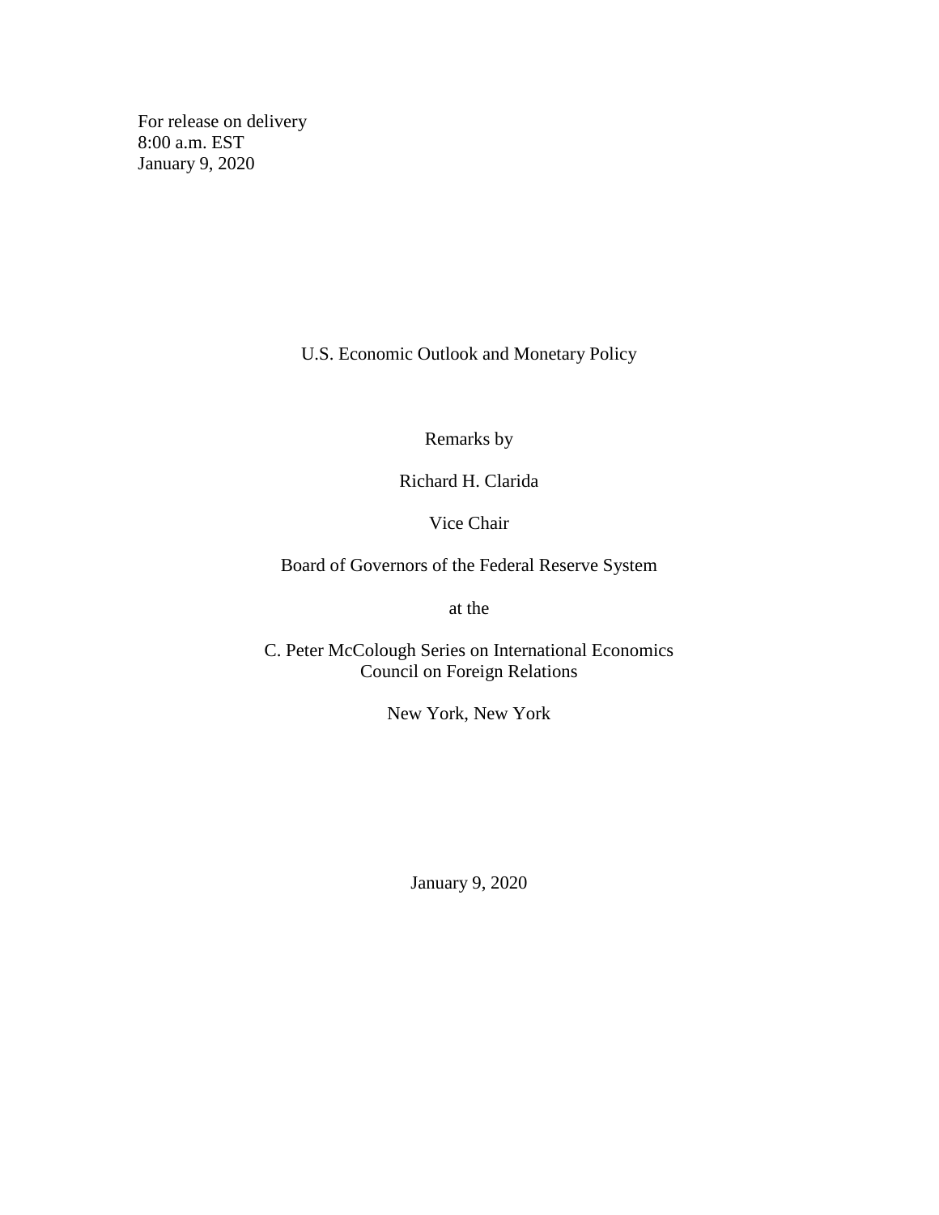For release on delivery
8:00 a.m. EST
January 9, 2020

# U.S. Economic Outlook and Monetary Policy

Remarks by

Richard H. Clarida

Vice Chair

Board of Governors of the Federal Reserve System

at the

C. Peter McColough Series on International Economics
Council on Foreign Relations

New York, New York

January 9, 2020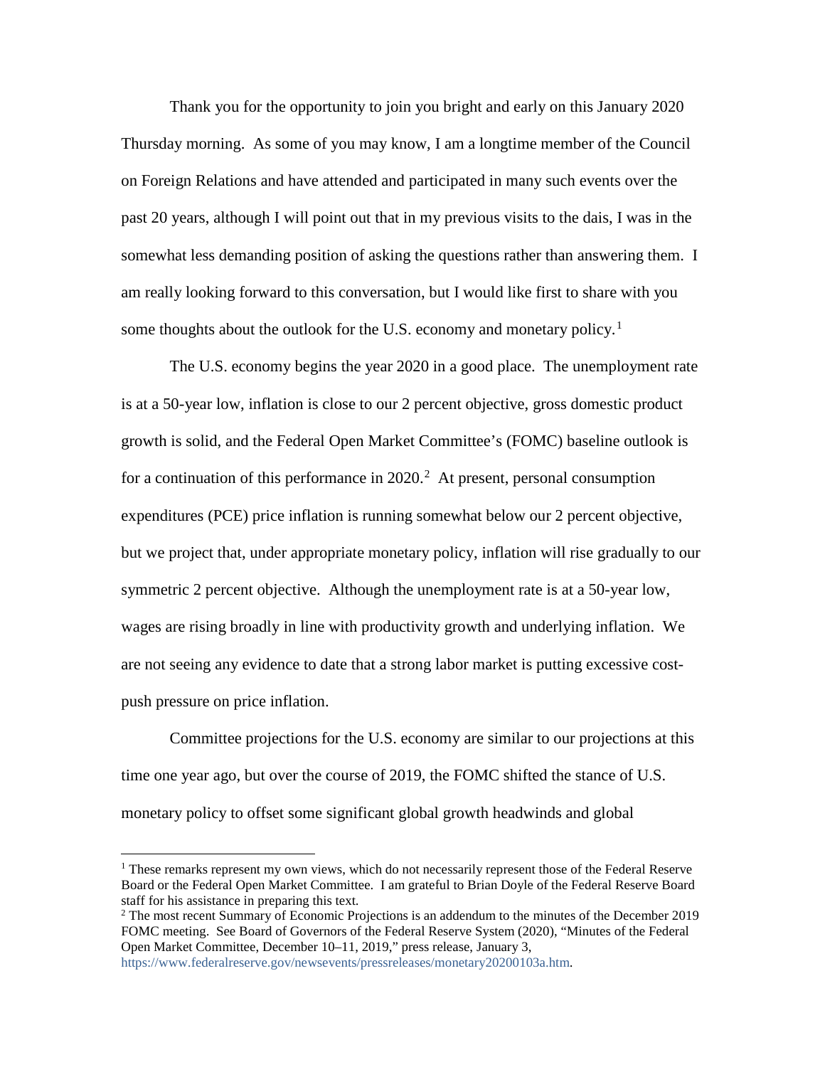Thank you for the opportunity to join you bright and early on this January 2020 Thursday morning. As some of you may know, I am a longtime member of the Council on Foreign Relations and have attended and participated in many such events over the past 20 years, although I will point out that in my previous visits to the dais, I was in the somewhat less demanding position of asking the questions rather than answering them. I am really looking forward to this conversation, but I would like first to share with you some thoughts about the outlook for the U.S. economy and monetary policy.[1]

The U.S. economy begins the year 2020 in a good place. The unemployment rate is at a 50-year low, inflation is close to our 2 percent objective, gross domestic product growth is solid, and the Federal Open Market Committee's (FOMC) baseline outlook is for a continuation of this performance in 2020.[2] At present, personal consumption expenditures (PCE) price inflation is running somewhat below our 2 percent objective, but we project that, under appropriate monetary policy, inflation will rise gradually to our symmetric 2 percent objective. Although the unemployment rate is at a 50-year low, wages are rising broadly in line with productivity growth and underlying inflation. We are not seeing any evidence to date that a strong labor market is putting excessive cost-push pressure on price inflation.

Committee projections for the U.S. economy are similar to our projections at this time one year ago, but over the course of 2019, the FOMC shifted the stance of U.S. monetary policy to offset some significant global growth headwinds and global

---

[1] These remarks represent my own views, which do not necessarily represent those of the Federal Reserve Board or the Federal Open Market Committee. I am grateful to Brian Doyle of the Federal Reserve Board staff for his assistance in preparing this text.

[2] The most recent Summary of Economic Projections is an addendum to the minutes of the December 2019 FOMC meeting. See Board of Governors of the Federal Reserve System (2020), "Minutes of the Federal Open Market Committee, December 10–11, 2019," press release, January 3, https://www.federalreserve.gov/newsevents/pressreleases/monetary20200103a.htm.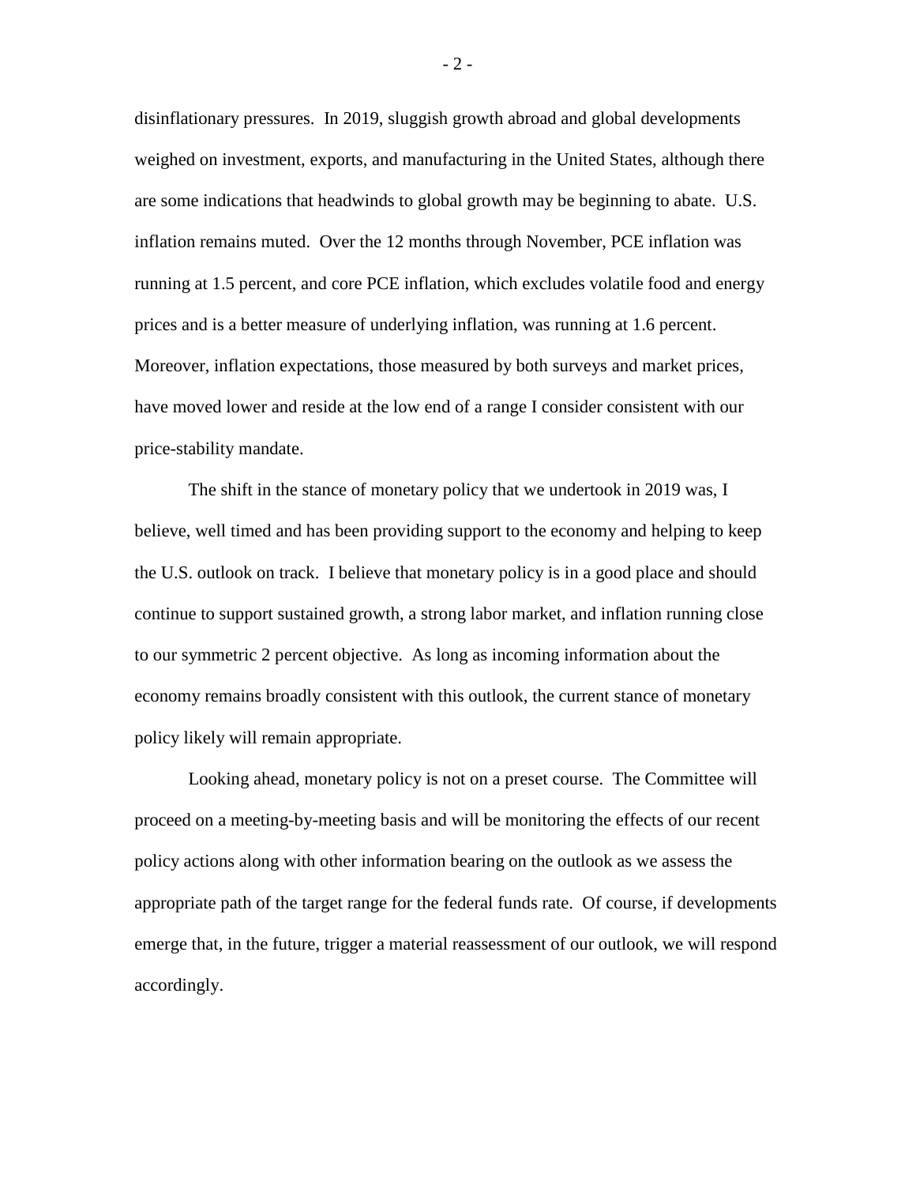disinflationary pressures. In 2019, sluggish growth abroad and global developments weighed on investment, exports, and manufacturing in the United States, although there are some indications that headwinds to global growth may be beginning to abate. U.S. inflation remains muted. Over the 12 months through November, PCE inflation was running at 1.5 percent, and core PCE inflation, which excludes volatile food and energy prices and is a better measure of underlying inflation, was running at 1.6 percent. Moreover, inflation expectations, those measured by both surveys and market prices, have moved lower and reside at the low end of a range I consider consistent with our price-stability mandate.

The shift in the stance of monetary policy that we undertook in 2019 was, I believe, well timed and has been providing support to the economy and helping to keep the U.S. outlook on track. I believe that monetary policy is in a good place and should continue to support sustained growth, a strong labor market, and inflation running close to our symmetric 2 percent objective. As long as incoming information about the economy remains broadly consistent with this outlook, the current stance of monetary policy likely will remain appropriate.

Looking ahead, monetary policy is not on a preset course. The Committee will proceed on a meeting-by-meeting basis and will be monitoring the effects of our recent policy actions along with other information bearing on the outlook as we assess the appropriate path of the target range for the federal funds rate. Of course, if developments emerge that, in the future, trigger a material reassessment of our outlook, we will respond accordingly.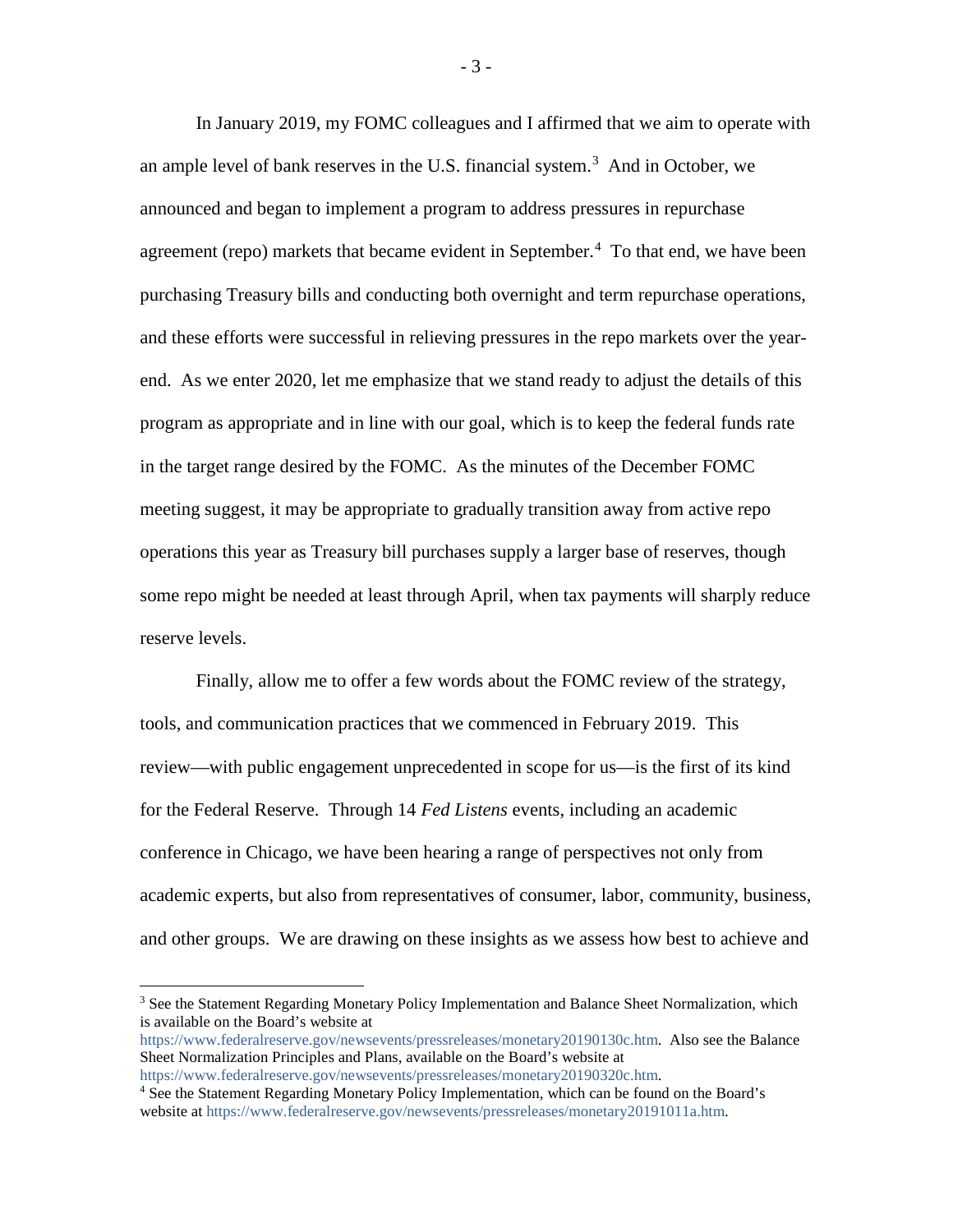In January 2019, my FOMC colleagues and I affirmed that we aim to operate with an ample level of bank reserves in the U.S. financial system.[3] And in October, we announced and began to implement a program to address pressures in repurchase agreement (repo) markets that became evident in September.[4] To that end, we have been purchasing Treasury bills and conducting both overnight and term repurchase operations, and these efforts were successful in relieving pressures in the repo markets over the year-end. As we enter 2020, let me emphasize that we stand ready to adjust the details of this program as appropriate and in line with our goal, which is to keep the federal funds rate in the target range desired by the FOMC. As the minutes of the December FOMC meeting suggest, it may be appropriate to gradually transition away from active repo operations this year as Treasury bill purchases supply a larger base of reserves, though some repo might be needed at least through April, when tax payments will sharply reduce reserve levels.

Finally, allow me to offer a few words about the FOMC review of the strategy, tools, and communication practices that we commenced in February 2019. This review—with public engagement unprecedented in scope for us—is the first of its kind for the Federal Reserve. Through 14 *Fed Listens* events, including an academic conference in Chicago, we have been hearing a range of perspectives not only from academic experts, but also from representatives of consumer, labor, community, business, and other groups. We are drawing on these insights as we assess how best to achieve and

---

[3] See the Statement Regarding Monetary Policy Implementation and Balance Sheet Normalization, which is available on the Board's website at https://www.federalreserve.gov/newsevents/pressreleases/monetary20190130c.htm. Also see the Balance Sheet Normalization Principles and Plans, available on the Board's website at https://www.federalreserve.gov/newsevents/pressreleases/monetary20190320c.htm.

[4] See the Statement Regarding Monetary Policy Implementation, which can be found on the Board's website at https://www.federalreserve.gov/newsevents/pressreleases/monetary20191011a.htm.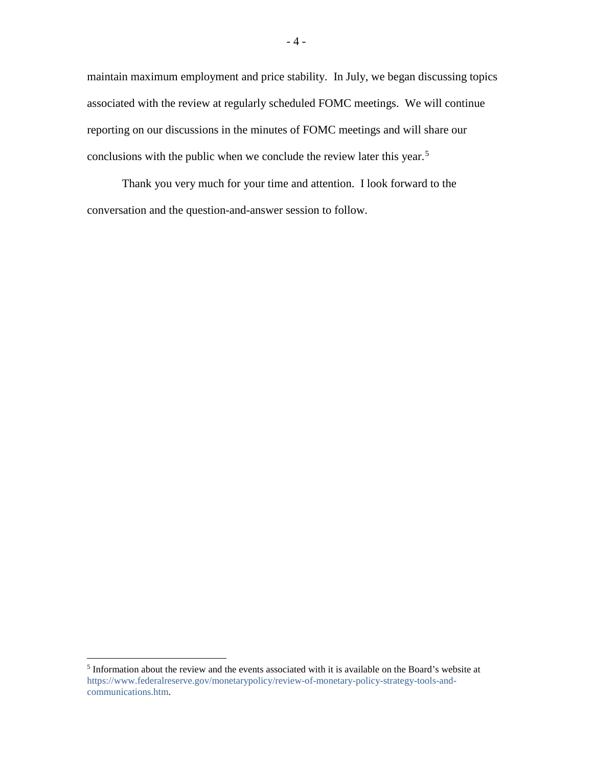maintain maximum employment and price stability. In July, we began discussing topics associated with the review at regularly scheduled FOMC meetings. We will continue reporting on our discussions in the minutes of FOMC meetings and will share our conclusions with the public when we conclude the review later this year.[5]

Thank you very much for your time and attention. I look forward to the conversation and the question-and-answer session to follow.

---

[5] Information about the review and the events associated with it is available on the Board's website at https://www.federalreserve.gov/monetarypolicy/review-of-monetary-policy-strategy-tools-and-communications.htm.